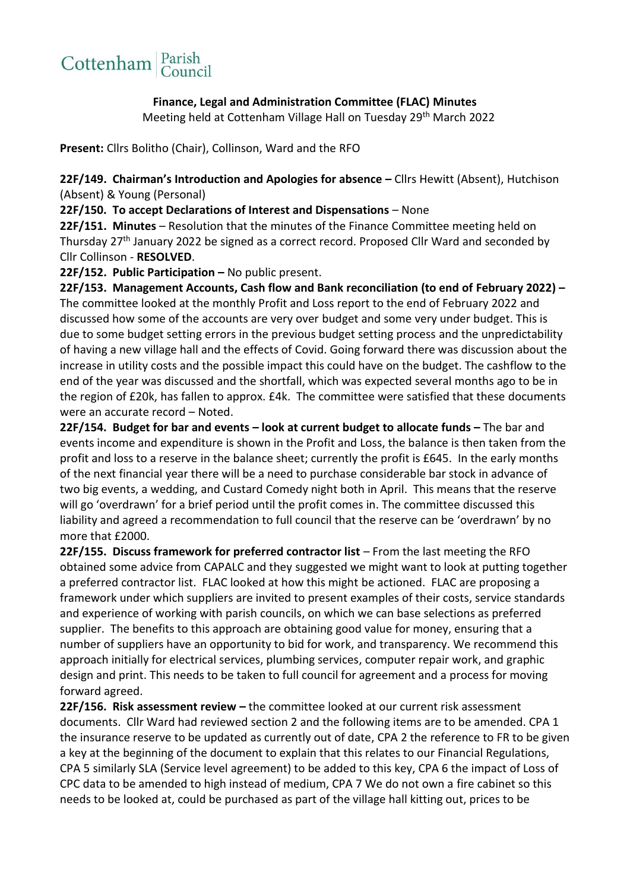Cottenham Parish Council

**Finance, Legal and Administration Committee (FLAC) Minutes**

Meeting held at Cottenham Village Hall on Tuesday 29th March 2022

**Present:** Cllrs Bolitho (Chair), Collinson, Ward and the RFO

**22F/149. Chairman's Introduction and Apologies for absence –** Cllrs Hewitt (Absent), Hutchison (Absent) & Young (Personal)

**22F/150. To accept Declarations of Interest and Dispensations** – None

**22F/151. Minutes** – Resolution that the minutes of the Finance Committee meeting held on Thursday 27th January 2022 be signed as a correct record. Proposed Cllr Ward and seconded by Cllr Collinson - **RESOLVED**.

**22F/152. Public Participation –** No public present.

**22F/153. Management Accounts, Cash flow and Bank reconciliation (to end of February 2022) –** The committee looked at the monthly Profit and Loss report to the end of February 2022 and discussed how some of the accounts are very over budget and some very under budget. This is due to some budget setting errors in the previous budget setting process and the unpredictability of having a new village hall and the effects of Covid. Going forward there was discussion about the increase in utility costs and the possible impact this could have on the budget. The cashflow to the end of the year was discussed and the shortfall, which was expected several months ago to be in the region of £20k, has fallen to approx. £4k. The committee were satisfied that these documents were an accurate record – Noted.

**22F/154. Budget for bar and events – look at current budget to allocate funds –** The bar and events income and expenditure is shown in the Profit and Loss, the balance is then taken from the profit and loss to a reserve in the balance sheet; currently the profit is £645. In the early months of the next financial year there will be a need to purchase considerable bar stock in advance of two big events, a wedding, and Custard Comedy night both in April. This means that the reserve will go 'overdrawn' for a brief period until the profit comes in. The committee discussed this liability and agreed a recommendation to full council that the reserve can be 'overdrawn' by no more that £2000.

**22F/155. Discuss framework for preferred contractor list** – From the last meeting the RFO obtained some advice from CAPALC and they suggested we might want to look at putting together a preferred contractor list. FLAC looked at how this might be actioned. FLAC are proposing a framework under which suppliers are invited to present examples of their costs, service standards and experience of working with parish councils, on which we can base selections as preferred supplier. The benefits to this approach are obtaining good value for money, ensuring that a number of suppliers have an opportunity to bid for work, and transparency. We recommend this approach initially for electrical services, plumbing services, computer repair work, and graphic design and print. This needs to be taken to full council for agreement and a process for moving forward agreed.

**22F/156. Risk assessment review –** the committee looked at our current risk assessment documents. Cllr Ward had reviewed section 2 and the following items are to be amended. CPA 1 the insurance reserve to be updated as currently out of date, CPA 2 the reference to FR to be given a key at the beginning of the document to explain that this relates to our Financial Regulations, CPA 5 similarly SLA (Service level agreement) to be added to this key, CPA 6 the impact of Loss of CPC data to be amended to high instead of medium, CPA 7 We do not own a fire cabinet so this needs to be looked at, could be purchased as part of the village hall kitting out, prices to be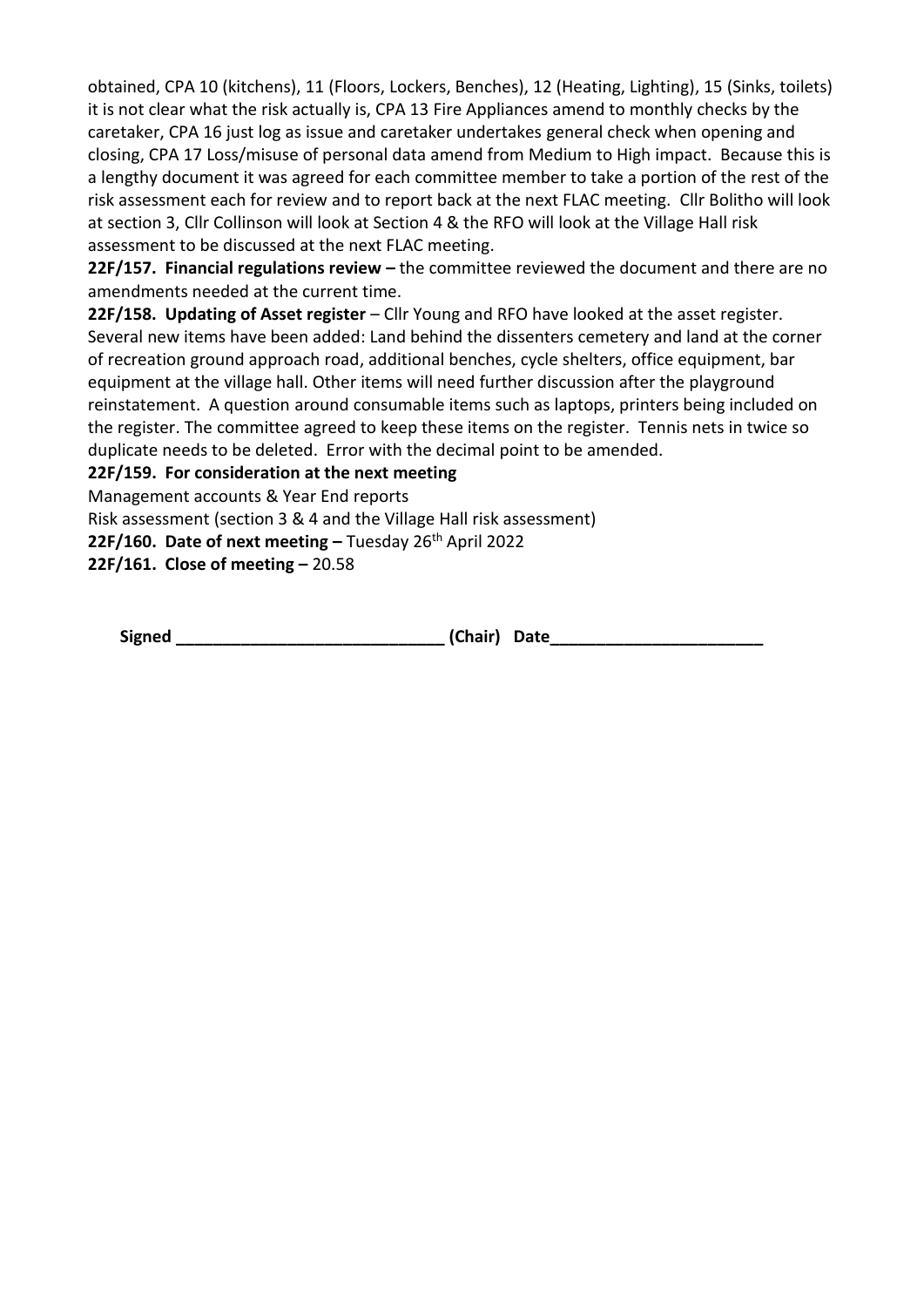obtained, CPA 10 (kitchens), 11 (Floors, Lockers, Benches), 12 (Heating, Lighting), 15 (Sinks, toilets) it is not clear what the risk actually is, CPA 13 Fire Appliances amend to monthly checks by the caretaker, CPA 16 just log as issue and caretaker undertakes general check when opening and closing, CPA 17 Loss/misuse of personal data amend from Medium to High impact. Because this is a lengthy document it was agreed for each committee member to take a portion of the rest of the risk assessment each for review and to report back at the next FLAC meeting. Cllr Bolitho will look at section 3, Cllr Collinson will look at Section 4 & the RFO will look at the Village Hall risk assessment to be discussed at the next FLAC meeting.

**22F/157. Financial regulations review –** the committee reviewed the document and there are no amendments needed at the current time.

**22F/158. Updating of Asset register** – Cllr Young and RFO have looked at the asset register. Several new items have been added: Land behind the dissenters cemetery and land at the corner of recreation ground approach road, additional benches, cycle shelters, office equipment, bar equipment at the village hall. Other items will need further discussion after the playground reinstatement. A question around consumable items such as laptops, printers being included on the register. The committee agreed to keep these items on the register. Tennis nets in twice so duplicate needs to be deleted. Error with the decimal point to be amended.

**22F/159. For consideration at the next meeting**

Management accounts & Year End reports

Risk assessment (section 3 & 4 and the Village Hall risk assessment)

**22F/160. Date of next meeting –** Tuesday 26th April 2022

**22F/161. Close of meeting –** 20.58

**Signed \_\_\_\_\_\_\_\_\_\_\_\_\_\_\_\_\_\_\_\_\_\_\_\_\_\_\_\_\_\_ (Chair) Date\_\_\_\_\_\_\_\_\_\_\_\_\_\_\_\_\_\_\_\_\_\_\_\_**